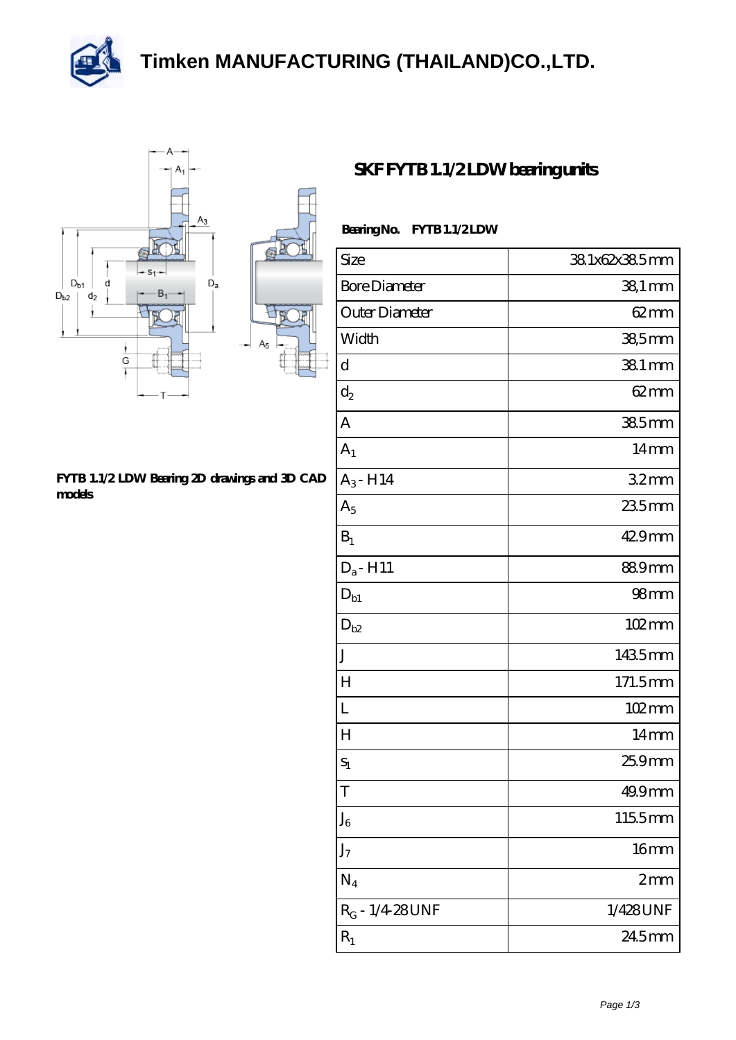# Timken MANUFACTURING (THAILAND)CO.,LTD.

## SKF FYTB 1.1/2 LDW bearing units

FYTB 1.1/2 LDW Bearing 2D drawings and 3D CAD models

**Bearing No.** FYTB 1.1/2 LDW

| Size | 38.1x62x38.5 mm |
|---|---|
| Bore Diameter | 38,1 mm |
| Outer Diameter | 62 mm |
| Width | 38,5 mm |
| d | 38.1 mm |
| $d_2$ | 62 mm |
| A | 38.5 mm |
| $A_1$ | 14 mm |
| $A_3$ - H14 | 3.2 mm |
| $A_5$ | 23.5 mm |
| $B_1$ | 42.9 mm |
| $D_a$ - H11 | 88.9 mm |
| $D_{b1}$ | 98 mm |
| $D_{b2}$ | 102 mm |
| J | 143.5 mm |
| H | 171.5 mm |
| L | 102 mm |
| H | 14 mm |
| $s_1$ | 25.9 mm |
| T | 49.9 mm |
| $J_6$ | 115.5 mm |
| $J_7$ | 16 mm |
| $N_4$ | 2 mm |
| $R_G$ - 1/4-28 UNF | 1/4-28 UNF |
| $R_1$ | 24.5 mm |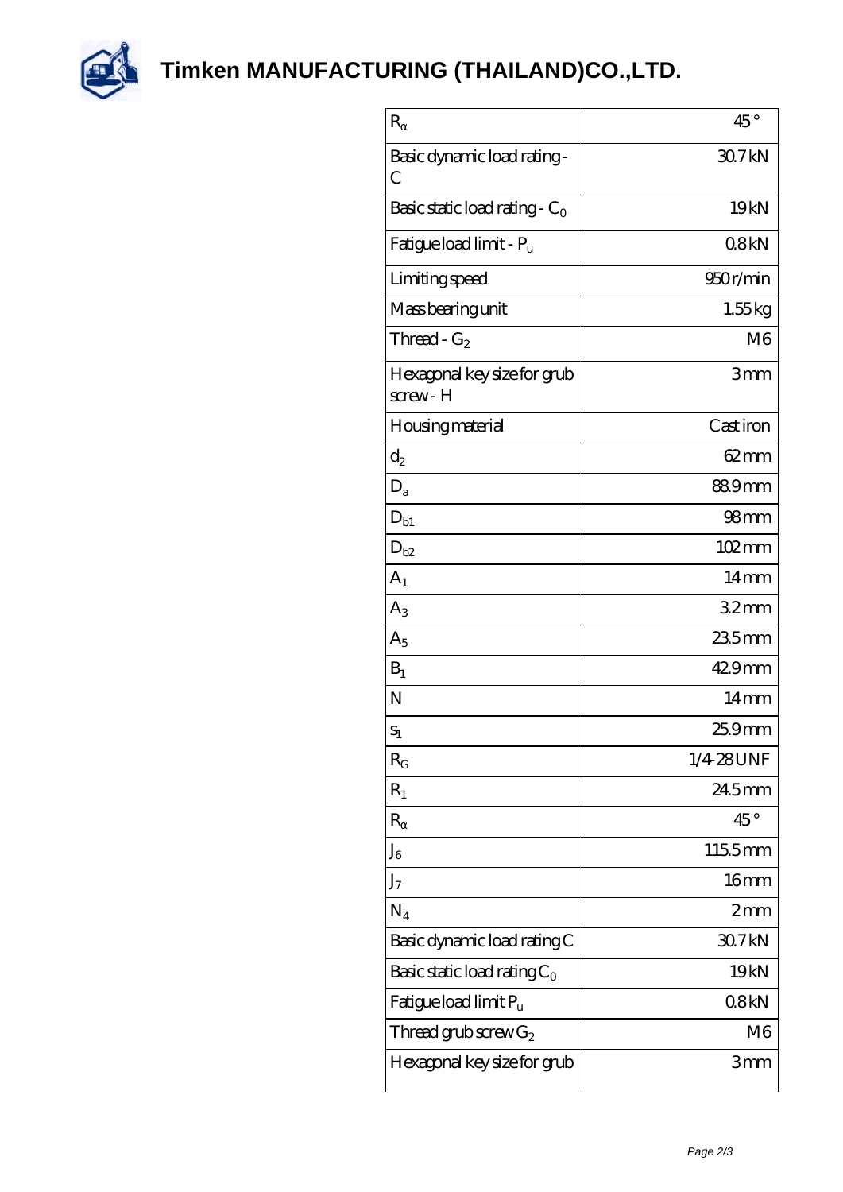# Timken MANUFACTURING (THAILAND)CO.,LTD.

| | |
|---|---|
| $R_\alpha$ | 45 ° |
| Basic dynamic load rating - C | 30.7 kN |
| Basic static load rating - $C_0$ | 19 kN |
| Fatigue load limit - $P_u$ | 0.8 kN |
| Limiting speed | 950 r/min |
| Mass bearing unit | 1.55 kg |
| Thread - $G_2$ | M6 |
| Hexagonal key size for grub screw - H | 3 mm |
| Housing material | Cast iron |
| $d_2$ | 62 mm |
| $D_a$ | 88.9 mm |
| $D_{b1}$ | 98 mm |
| $D_{b2}$ | 102 mm |
| $A_1$ | 14 mm |
| $A_3$ | 3.2 mm |
| $A_5$ | 23.5 mm |
| $B_1$ | 42.9 mm |
| N | 14 mm |
| $s_1$ | 25.9 mm |
| $R_G$ | 1/4-28 UNF |
| $R_1$ | 24.5 mm |
| $R_\alpha$ | 45 ° |
| $J_6$ | 115.5 mm |
| $J_7$ | 16 mm |
| $N_4$ | 2 mm |
| Basic dynamic load rating C | 30.7 kN |
| Basic static load rating $C_0$ | 19 kN |
| Fatigue load limit $P_u$ | 0.8 kN |
| Thread grub screw $G_2$ | M6 |
| Hexagonal key size for grub | 3 mm |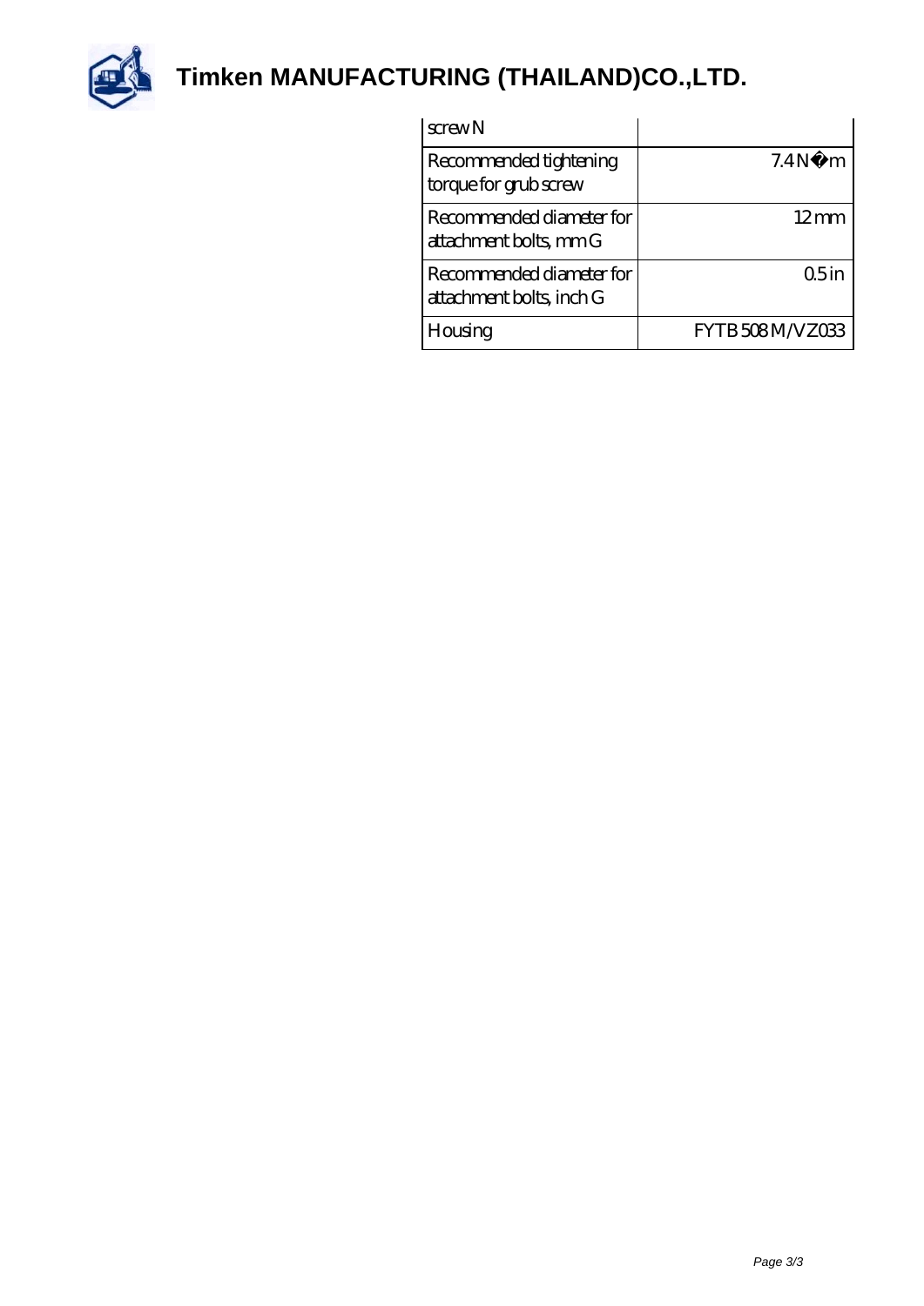| | |
|---|---|
| screw N | |
| Recommended tightening torque for grub screw | 7.4 N�m |
| Recommended diameter for attachment bolts, mm G | 12 mm |
| Recommended diameter for attachment bolts, inch G | 0.5 in |
| Housing | FYTB 508 M/VZ033 |